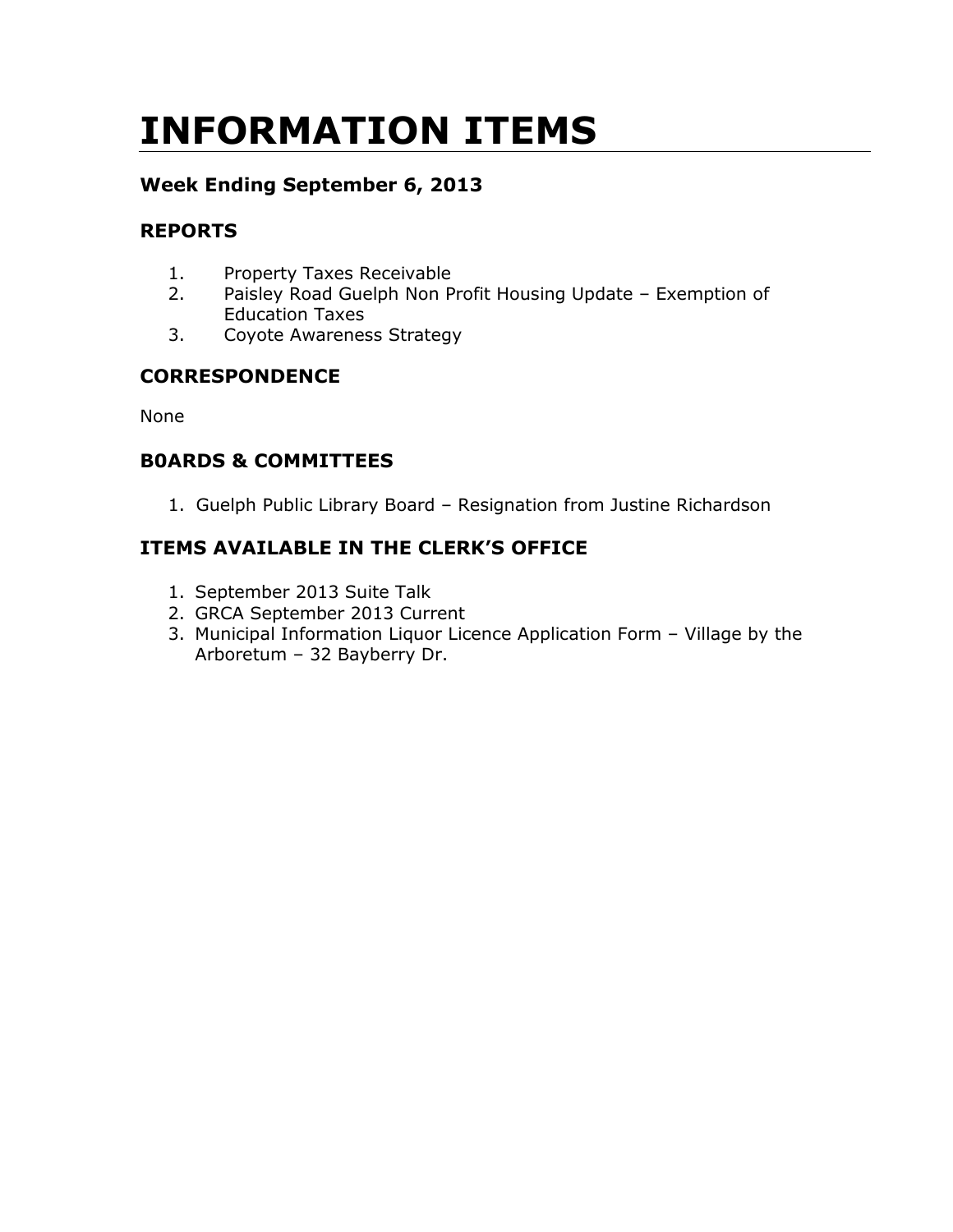# INFORMATION ITEMS

### Week Ending September 6, 2013

### REPORTS

1. Property Taxes Receivable
2. Paisley Road Guelph Non Profit Housing Update – Exemption of Education Taxes
3. Coyote Awareness Strategy

### CORRESPONDENCE

None

### B0ARDS & COMMITTEES

1. Guelph Public Library Board – Resignation from Justine Richardson

### ITEMS AVAILABLE IN THE CLERK'S OFFICE

1. September 2013 Suite Talk
2. GRCA September 2013 Current
3. Municipal Information Liquor Licence Application Form – Village by the Arboretum – 32 Bayberry Dr.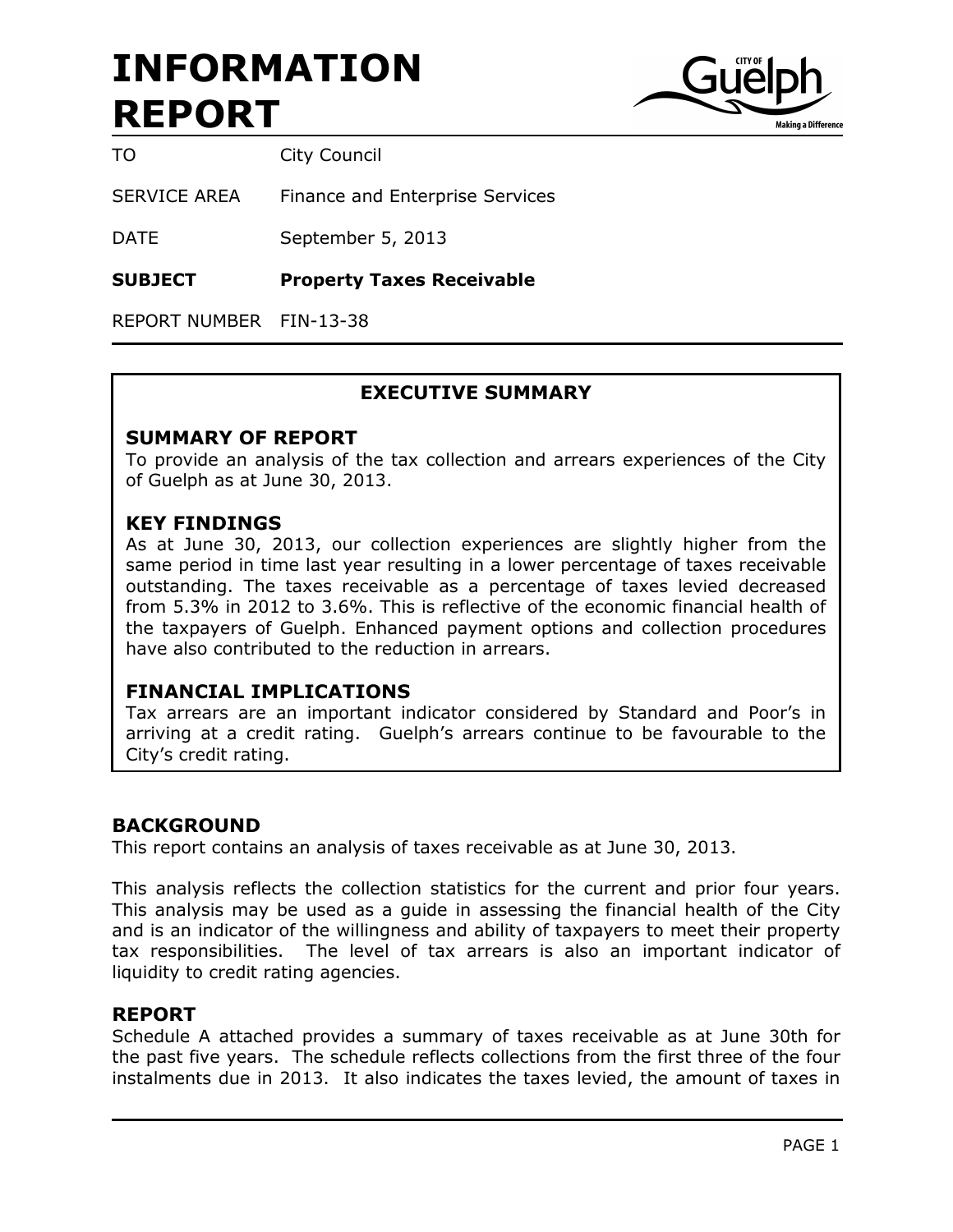# INFORMATION REPORT

| | |
|---|---|
| TO | City Council |
| SERVICE AREA | Finance and Enterprise Services |
| DATE | September 5, 2013 |
| **SUBJECT** | **Property Taxes Receivable** |
| REPORT NUMBER | FIN-13-38 |

## EXECUTIVE SUMMARY

### SUMMARY OF REPORT

To provide an analysis of the tax collection and arrears experiences of the City of Guelph as at June 30, 2013.

### KEY FINDINGS

As at June 30, 2013, our collection experiences are slightly higher from the same period in time last year resulting in a lower percentage of taxes receivable outstanding. The taxes receivable as a percentage of taxes levied decreased from 5.3% in 2012 to 3.6%. This is reflective of the economic financial health of the taxpayers of Guelph. Enhanced payment options and collection procedures have also contributed to the reduction in arrears.

### FINANCIAL IMPLICATIONS

Tax arrears are an important indicator considered by Standard and Poor's in arriving at a credit rating. Guelph's arrears continue to be favourable to the City's credit rating.

## BACKGROUND

This report contains an analysis of taxes receivable as at June 30, 2013.

This analysis reflects the collection statistics for the current and prior four years. This analysis may be used as a guide in assessing the financial health of the City and is an indicator of the willingness and ability of taxpayers to meet their property tax responsibilities. The level of tax arrears is also an important indicator of liquidity to credit rating agencies.

## REPORT

Schedule A attached provides a summary of taxes receivable as at June 30th for the past five years. The schedule reflects collections from the first three of the four instalments due in 2013. It also indicates the taxes levied, the amount of taxes in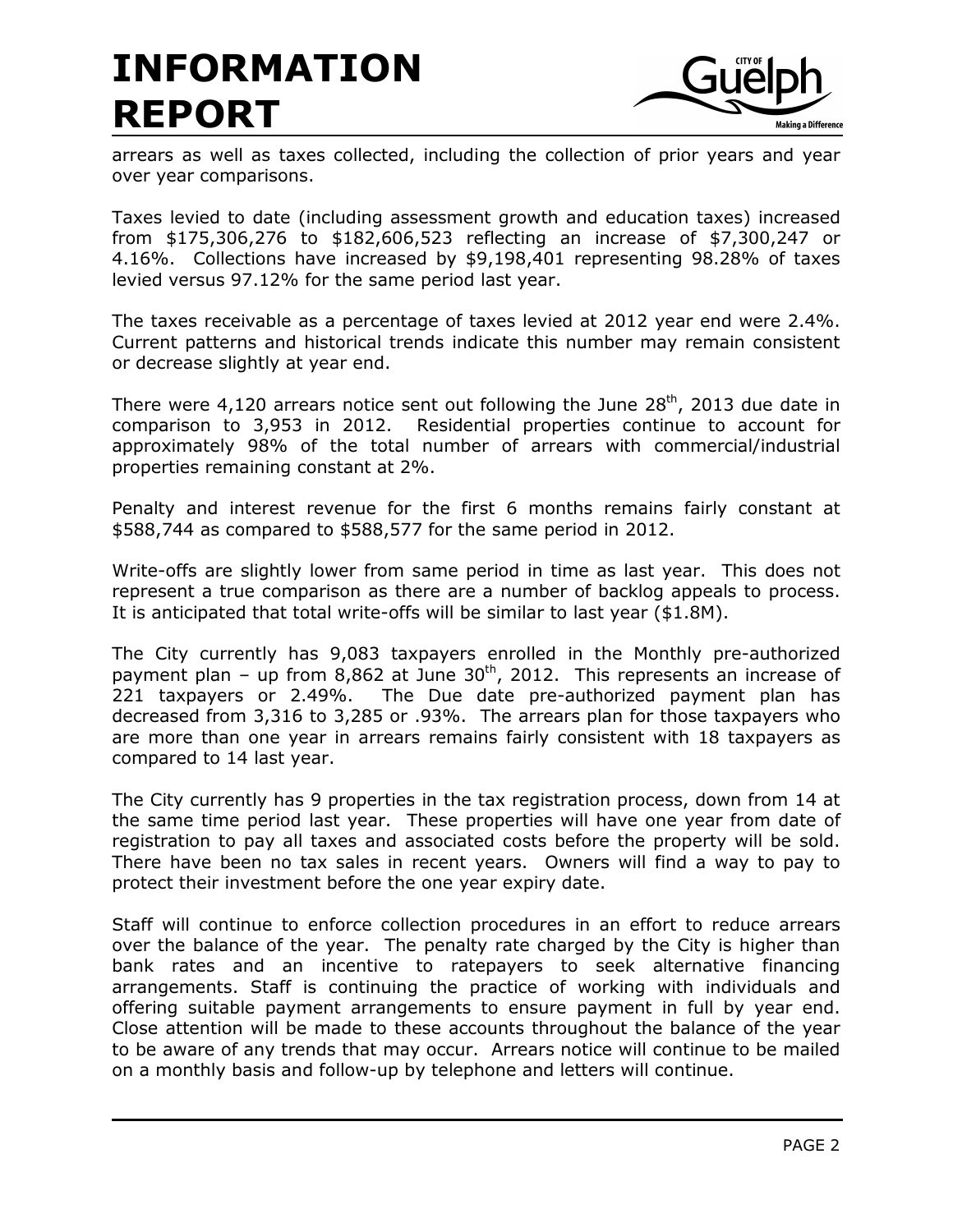arrears as well as taxes collected, including the collection of prior years and year over year comparisons.

Taxes levied to date (including assessment growth and education taxes) increased from $175,306,276 to $182,606,523 reflecting an increase of $7,300,247 or 4.16%. Collections have increased by $9,198,401 representing 98.28% of taxes levied versus 97.12% for the same period last year.

The taxes receivable as a percentage of taxes levied at 2012 year end were 2.4%. Current patterns and historical trends indicate this number may remain consistent or decrease slightly at year end.

There were 4,120 arrears notice sent out following the June 28th, 2013 due date in comparison to 3,953 in 2012. Residential properties continue to account for approximately 98% of the total number of arrears with commercial/industrial properties remaining constant at 2%.

Penalty and interest revenue for the first 6 months remains fairly constant at $588,744 as compared to $588,577 for the same period in 2012.

Write-offs are slightly lower from same period in time as last year. This does not represent a true comparison as there are a number of backlog appeals to process. It is anticipated that total write-offs will be similar to last year ($1.8M).

The City currently has 9,083 taxpayers enrolled in the Monthly pre-authorized payment plan – up from 8,862 at June 30th, 2012. This represents an increase of 221 taxpayers or 2.49%. The Due date pre-authorized payment plan has decreased from 3,316 to 3,285 or .93%. The arrears plan for those taxpayers who are more than one year in arrears remains fairly consistent with 18 taxpayers as compared to 14 last year.

The City currently has 9 properties in the tax registration process, down from 14 at the same time period last year. These properties will have one year from date of registration to pay all taxes and associated costs before the property will be sold. There have been no tax sales in recent years. Owners will find a way to pay to protect their investment before the one year expiry date.

Staff will continue to enforce collection procedures in an effort to reduce arrears over the balance of the year. The penalty rate charged by the City is higher than bank rates and an incentive to ratepayers to seek alternative financing arrangements. Staff is continuing the practice of working with individuals and offering suitable payment arrangements to ensure payment in full by year end. Close attention will be made to these accounts throughout the balance of the year to be aware of any trends that may occur. Arrears notice will continue to be mailed on a monthly basis and follow-up by telephone and letters will continue.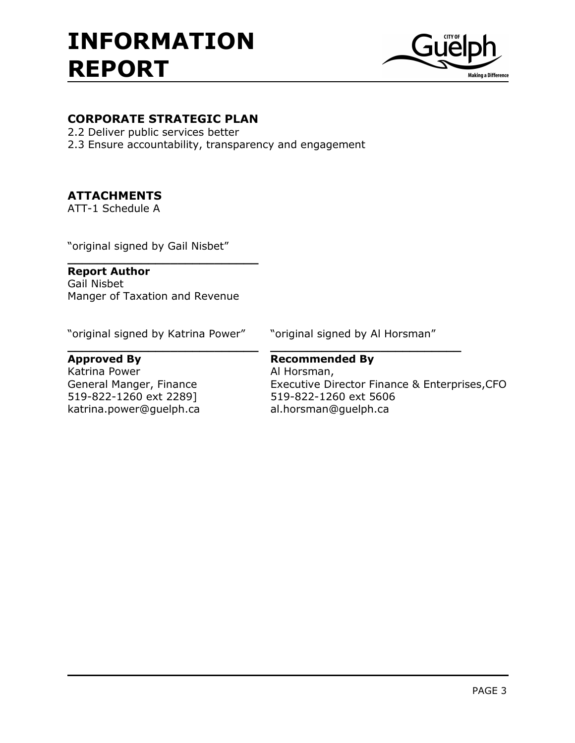# INFORMATION REPORT

## CORPORATE STRATEGIC PLAN

2.2 Deliver public services better
2.3 Ensure accountability, transparency and engagement

## ATTACHMENTS

ATT-1 Schedule A

"original signed by Gail Nisbet"

**Report Author**
Gail Nisbet
Manger of Taxation and Revenue

"original signed by Katrina Power"

**Approved By**
Katrina Power
General Manger, Finance
519-822-1260 ext 2289]
katrina.power@guelph.ca

"original signed by Al Horsman"

**Recommended By**
Al Horsman,
Executive Director Finance & Enterprises,CFO
519-822-1260 ext 5606
al.horsman@guelph.ca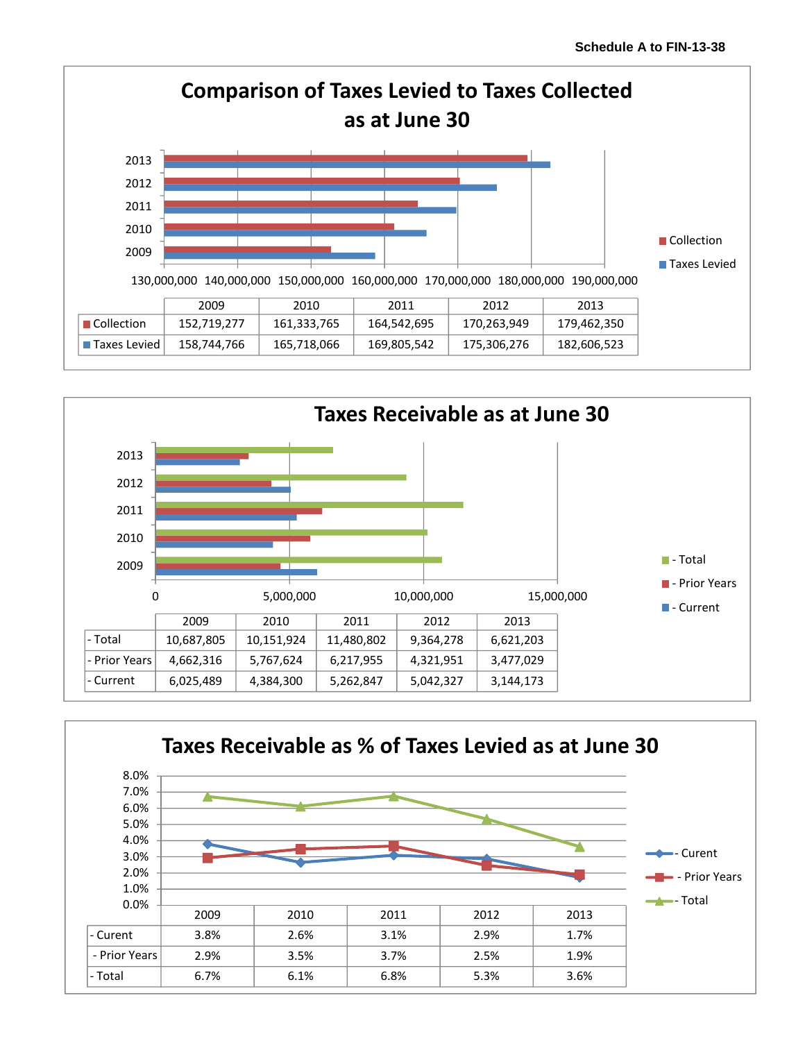**Schedule A to FIN-13-38**

## Comparison of Taxes Levied to Taxes Collected as at June 30

| | 2009 | 2010 | 2011 | 2012 | 2013 |
|---|---|---|---|---|---|
| Collection | 152,719,277 | 161,333,765 | 164,542,695 | 170,263,949 | 179,462,350 |
| Taxes Levied | 158,744,766 | 165,718,066 | 169,805,542 | 175,306,276 | 182,606,523 |

## Taxes Receivable as at June 30

| | 2009 | 2010 | 2011 | 2012 | 2013 |
|---|---|---|---|---|---|
| - Total | 10,687,805 | 10,151,924 | 11,480,802 | 9,364,278 | 6,621,203 |
| - Prior Years | 4,662,316 | 5,767,624 | 6,217,955 | 4,321,951 | 3,477,029 |
| - Current | 6,025,489 | 4,384,300 | 5,262,847 | 5,042,327 | 3,144,173 |

## Taxes Receivable as % of Taxes Levied as at June 30

| | 2009 | 2010 | 2011 | 2012 | 2013 |
|---|---|---|---|---|---|
| - Curent | 3.8% | 2.6% | 3.1% | 2.9% | 1.7% |
| - Prior Years | 2.9% | 3.5% | 3.7% | 2.5% | 1.9% |
| - Total | 6.7% | 6.1% | 6.8% | 5.3% | 3.6% |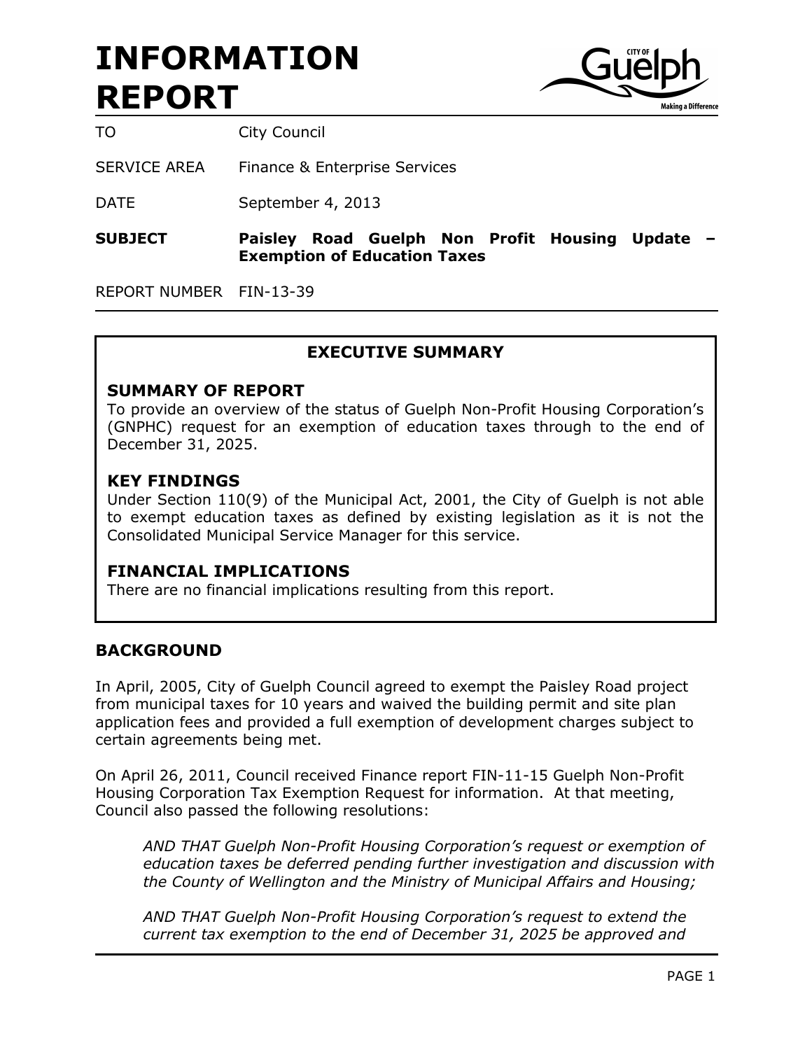# INFORMATION REPORT

| | |
|---|---|
| TO | City Council |
| SERVICE AREA | Finance & Enterprise Services |
| DATE | September 4, 2013 |
| **SUBJECT** | **Paisley Road Guelph Non Profit Housing Update – Exemption of Education Taxes** |
| REPORT NUMBER | FIN-13-39 |

## EXECUTIVE SUMMARY

### SUMMARY OF REPORT

To provide an overview of the status of Guelph Non-Profit Housing Corporation's (GNPHC) request for an exemption of education taxes through to the end of December 31, 2025.

### KEY FINDINGS

Under Section 110(9) of the Municipal Act, 2001, the City of Guelph is not able to exempt education taxes as defined by existing legislation as it is not the Consolidated Municipal Service Manager for this service.

### FINANCIAL IMPLICATIONS

There are no financial implications resulting from this report.

## BACKGROUND

In April, 2005, City of Guelph Council agreed to exempt the Paisley Road project from municipal taxes for 10 years and waived the building permit and site plan application fees and provided a full exemption of development charges subject to certain agreements being met.

On April 26, 2011, Council received Finance report FIN-11-15 Guelph Non-Profit Housing Corporation Tax Exemption Request for information. At that meeting, Council also passed the following resolutions:

> *AND THAT Guelph Non-Profit Housing Corporation's request or exemption of education taxes be deferred pending further investigation and discussion with the County of Wellington and the Ministry of Municipal Affairs and Housing;*
>
> *AND THAT Guelph Non-Profit Housing Corporation's request to extend the current tax exemption to the end of December 31, 2025 be approved and*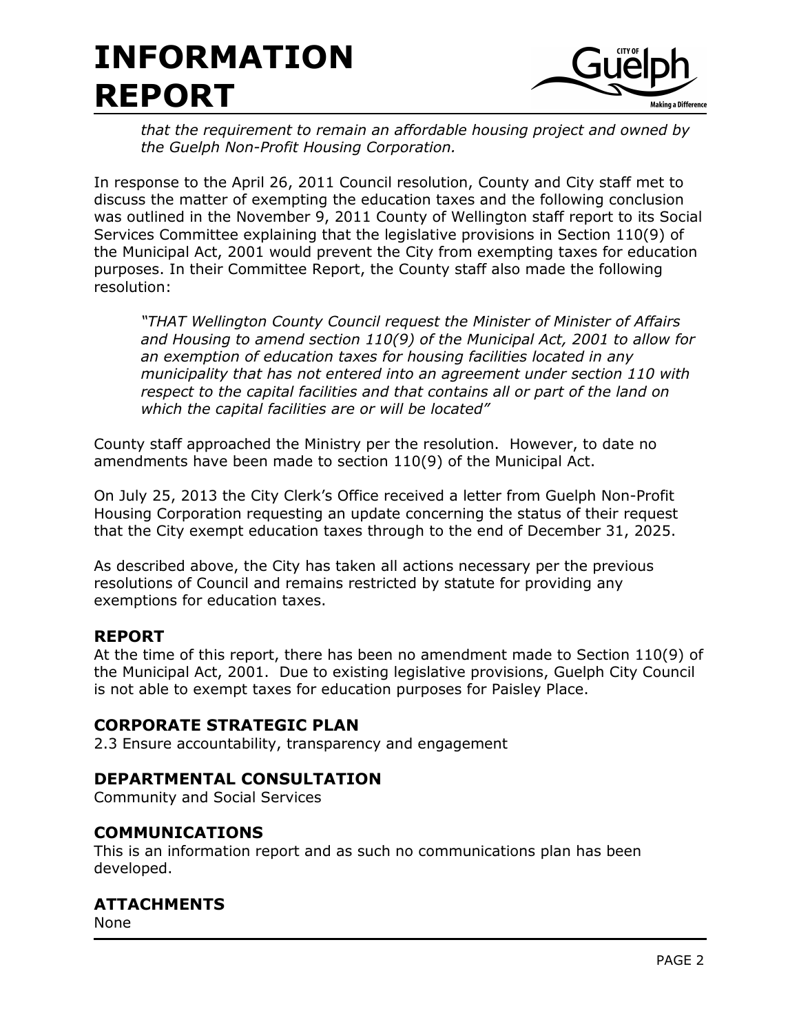*that the requirement to remain an affordable housing project and owned by the Guelph Non-Profit Housing Corporation.*

In response to the April 26, 2011 Council resolution, County and City staff met to discuss the matter of exempting the education taxes and the following conclusion was outlined in the November 9, 2011 County of Wellington staff report to its Social Services Committee explaining that the legislative provisions in Section 110(9) of the Municipal Act, 2001 would prevent the City from exempting taxes for education purposes. In their Committee Report, the County staff also made the following resolution:

*"THAT Wellington County Council request the Minister of Minister of Affairs and Housing to amend section 110(9) of the Municipal Act, 2001 to allow for an exemption of education taxes for housing facilities located in any municipality that has not entered into an agreement under section 110 with respect to the capital facilities and that contains all or part of the land on which the capital facilities are or will be located"*

County staff approached the Ministry per the resolution. However, to date no amendments have been made to section 110(9) of the Municipal Act.

On July 25, 2013 the City Clerk's Office received a letter from Guelph Non-Profit Housing Corporation requesting an update concerning the status of their request that the City exempt education taxes through to the end of December 31, 2025.

As described above, the City has taken all actions necessary per the previous resolutions of Council and remains restricted by statute for providing any exemptions for education taxes.

## REPORT

At the time of this report, there has been no amendment made to Section 110(9) of the Municipal Act, 2001. Due to existing legislative provisions, Guelph City Council is not able to exempt taxes for education purposes for Paisley Place.

## CORPORATE STRATEGIC PLAN

2.3 Ensure accountability, transparency and engagement

## DEPARTMENTAL CONSULTATION

Community and Social Services

## COMMUNICATIONS

This is an information report and as such no communications plan has been developed.

## ATTACHMENTS

None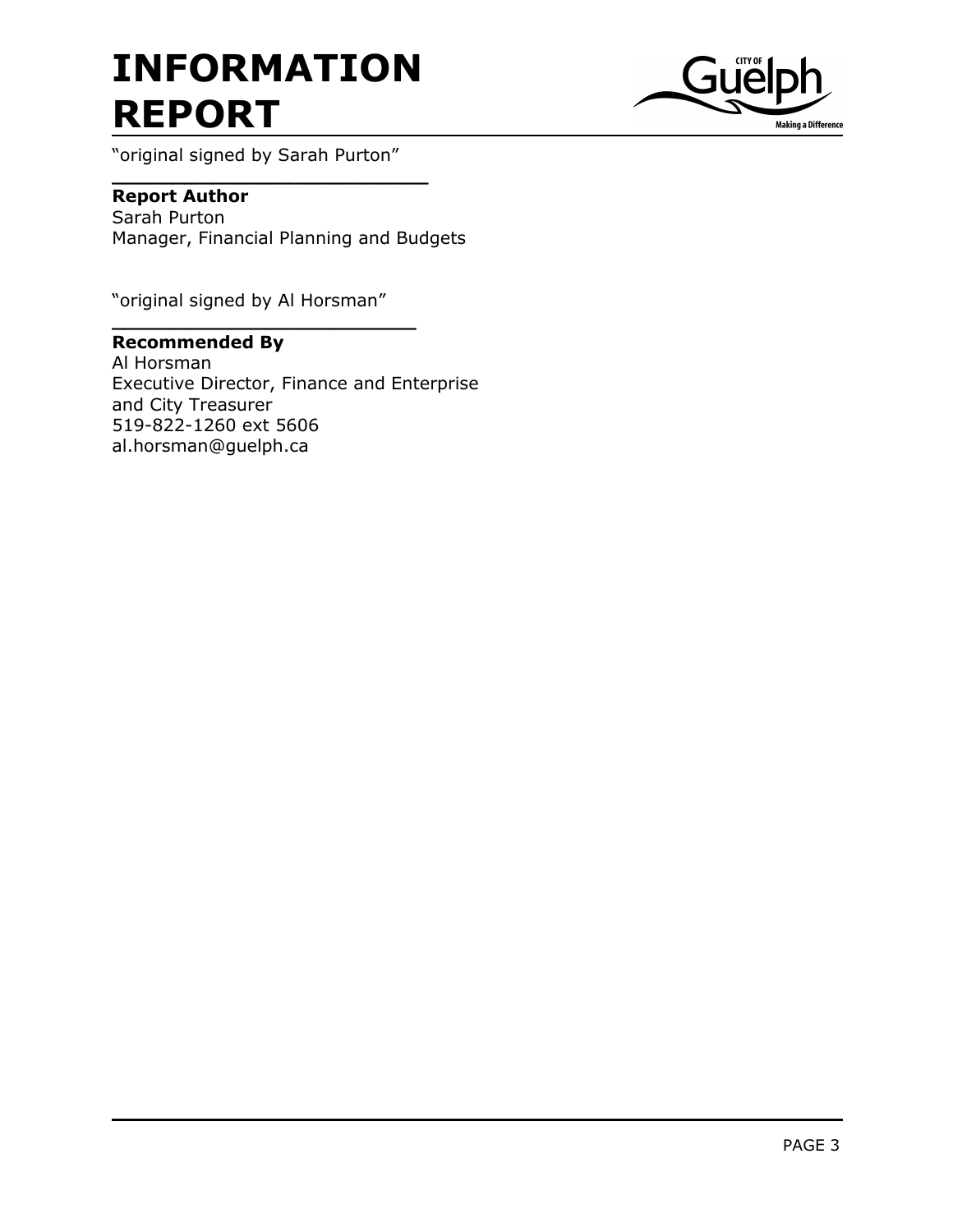# INFORMATION REPORT

"original signed by Sarah Purton"

**Report Author**
Sarah Purton
Manager, Financial Planning and Budgets

"original signed by Al Horsman"

**Recommended By**
Al Horsman
Executive Director, Finance and Enterprise and City Treasurer
519-822-1260 ext 5606
al.horsman@guelph.ca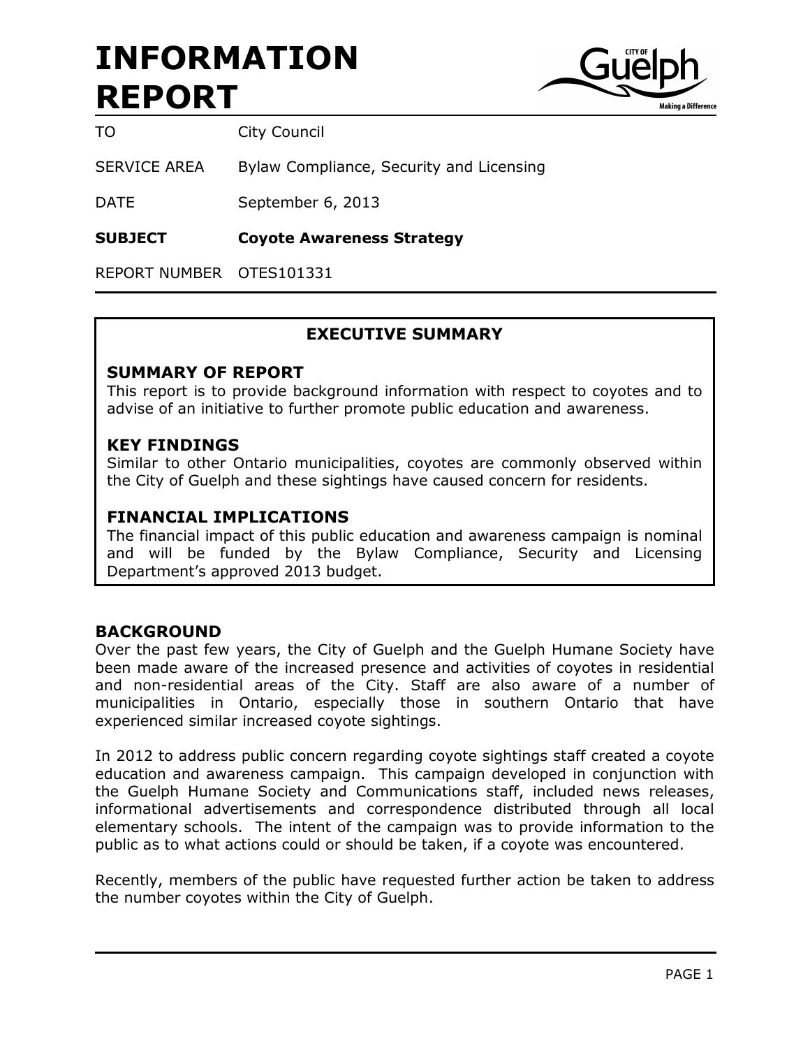# INFORMATION REPORT

| | |
|---|---|
| TO | City Council |
| SERVICE AREA | Bylaw Compliance, Security and Licensing |
| DATE | September 6, 2013 |
| **SUBJECT** | **Coyote Awareness Strategy** |
| REPORT NUMBER | OTES101331 |

## EXECUTIVE SUMMARY

### SUMMARY OF REPORT

This report is to provide background information with respect to coyotes and to advise of an initiative to further promote public education and awareness.

### KEY FINDINGS

Similar to other Ontario municipalities, coyotes are commonly observed within the City of Guelph and these sightings have caused concern for residents.

### FINANCIAL IMPLICATIONS

The financial impact of this public education and awareness campaign is nominal and will be funded by the Bylaw Compliance, Security and Licensing Department's approved 2013 budget.

## BACKGROUND

Over the past few years, the City of Guelph and the Guelph Humane Society have been made aware of the increased presence and activities of coyotes in residential and non-residential areas of the City. Staff are also aware of a number of municipalities in Ontario, especially those in southern Ontario that have experienced similar increased coyote sightings.

In 2012 to address public concern regarding coyote sightings staff created a coyote education and awareness campaign. This campaign developed in conjunction with the Guelph Humane Society and Communications staff, included news releases, informational advertisements and correspondence distributed through all local elementary schools. The intent of the campaign was to provide information to the public as to what actions could or should be taken, if a coyote was encountered.

Recently, members of the public have requested further action be taken to address the number coyotes within the City of Guelph.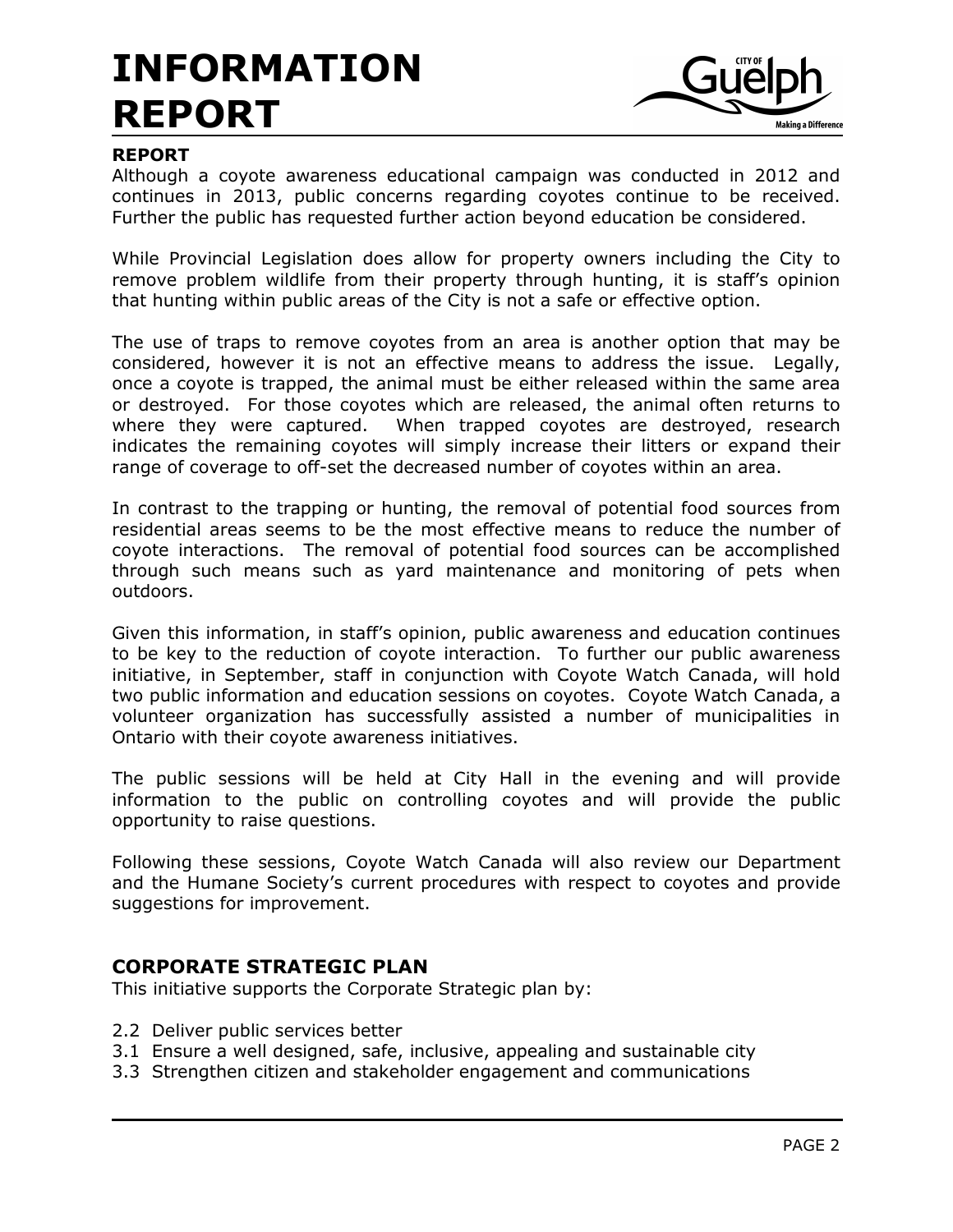# INFORMATION REPORT

**REPORT**

Although a coyote awareness educational campaign was conducted in 2012 and continues in 2013, public concerns regarding coyotes continue to be received. Further the public has requested further action beyond education be considered.

While Provincial Legislation does allow for property owners including the City to remove problem wildlife from their property through hunting, it is staff's opinion that hunting within public areas of the City is not a safe or effective option.

The use of traps to remove coyotes from an area is another option that may be considered, however it is not an effective means to address the issue. Legally, once a coyote is trapped, the animal must be either released within the same area or destroyed. For those coyotes which are released, the animal often returns to where they were captured. When trapped coyotes are destroyed, research indicates the remaining coyotes will simply increase their litters or expand their range of coverage to off-set the decreased number of coyotes within an area.

In contrast to the trapping or hunting, the removal of potential food sources from residential areas seems to be the most effective means to reduce the number of coyote interactions. The removal of potential food sources can be accomplished through such means such as yard maintenance and monitoring of pets when outdoors.

Given this information, in staff's opinion, public awareness and education continues to be key to the reduction of coyote interaction. To further our public awareness initiative, in September, staff in conjunction with Coyote Watch Canada, will hold two public information and education sessions on coyotes. Coyote Watch Canada, a volunteer organization has successfully assisted a number of municipalities in Ontario with their coyote awareness initiatives.

The public sessions will be held at City Hall in the evening and will provide information to the public on controlling coyotes and will provide the public opportunity to raise questions.

Following these sessions, Coyote Watch Canada will also review our Department and the Humane Society's current procedures with respect to coyotes and provide suggestions for improvement.

## CORPORATE STRATEGIC PLAN

This initiative supports the Corporate Strategic plan by:

2.2 Deliver public services better
3.1 Ensure a well designed, safe, inclusive, appealing and sustainable city
3.3 Strengthen citizen and stakeholder engagement and communications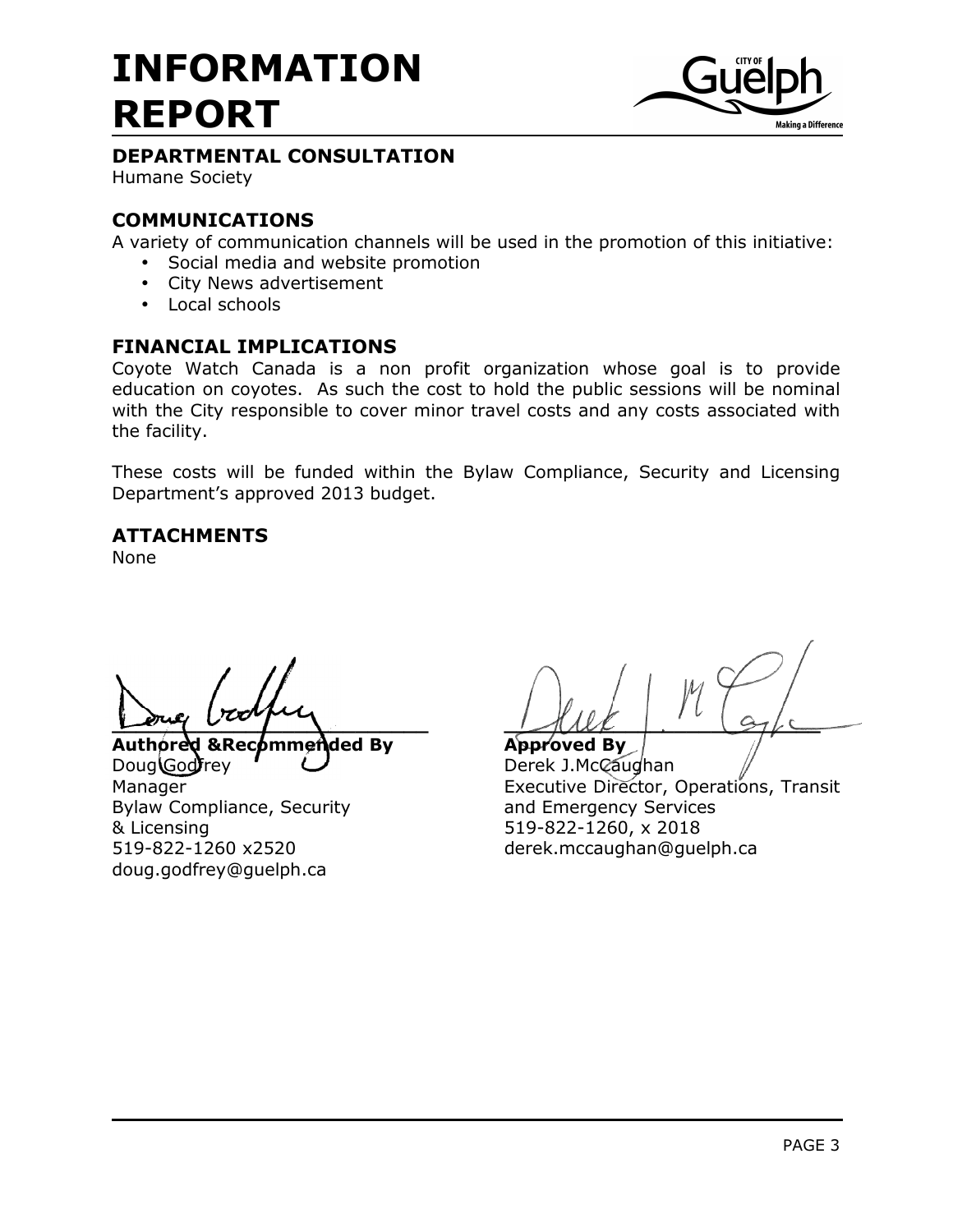# INFORMATION REPORT

## DEPARTMENTAL CONSULTATION

Humane Society

## COMMUNICATIONS

A variety of communication channels will be used in the promotion of this initiative:

- Social media and website promotion
- City News advertisement
- Local schools

## FINANCIAL IMPLICATIONS

Coyote Watch Canada is a non profit organization whose goal is to provide education on coyotes. As such the cost to hold the public sessions will be nominal with the City responsible to cover minor travel costs and any costs associated with the facility.

These costs will be funded within the Bylaw Compliance, Security and Licensing Department's approved 2013 budget.

## ATTACHMENTS

None

**Authored &Recommended By**
Doug Godfrey
Manager
Bylaw Compliance, Security & Licensing
519-822-1260 x2520
doug.godfrey@guelph.ca

**Approved By**
Derek J.McCaughan
Executive Director, Operations, Transit and Emergency Services
519-822-1260, x 2018
derek.mccaughan@guelph.ca